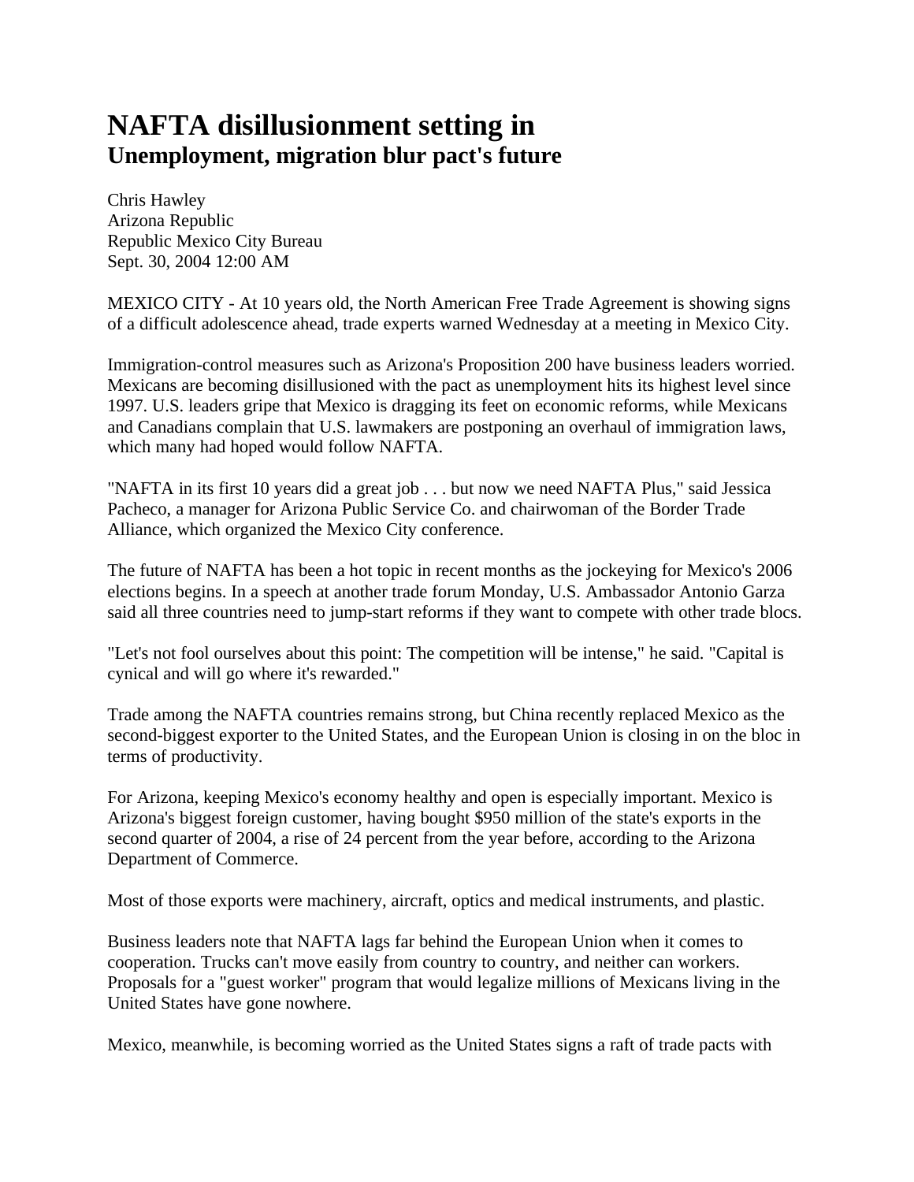# NAFTA disillusionment setting in

## Unemployment, migration blur pact's future

Chris Hawley
Arizona Republic
Republic Mexico City Bureau
Sept. 30, 2004 12:00 AM

MEXICO CITY - At 10 years old, the North American Free Trade Agreement is showing signs of a difficult adolescence ahead, trade experts warned Wednesday at a meeting in Mexico City.

Immigration-control measures such as Arizona's Proposition 200 have business leaders worried. Mexicans are becoming disillusioned with the pact as unemployment hits its highest level since 1997. U.S. leaders gripe that Mexico is dragging its feet on economic reforms, while Mexicans and Canadians complain that U.S. lawmakers are postponing an overhaul of immigration laws, which many had hoped would follow NAFTA.

"NAFTA in its first 10 years did a great job . . . but now we need NAFTA Plus," said Jessica Pacheco, a manager for Arizona Public Service Co. and chairwoman of the Border Trade Alliance, which organized the Mexico City conference.

The future of NAFTA has been a hot topic in recent months as the jockeying for Mexico's 2006 elections begins. In a speech at another trade forum Monday, U.S. Ambassador Antonio Garza said all three countries need to jump-start reforms if they want to compete with other trade blocs.

"Let's not fool ourselves about this point: The competition will be intense," he said. "Capital is cynical and will go where it's rewarded."

Trade among the NAFTA countries remains strong, but China recently replaced Mexico as the second-biggest exporter to the United States, and the European Union is closing in on the bloc in terms of productivity.

For Arizona, keeping Mexico's economy healthy and open is especially important. Mexico is Arizona's biggest foreign customer, having bought $950 million of the state's exports in the second quarter of 2004, a rise of 24 percent from the year before, according to the Arizona Department of Commerce.

Most of those exports were machinery, aircraft, optics and medical instruments, and plastic.

Business leaders note that NAFTA lags far behind the European Union when it comes to cooperation. Trucks can't move easily from country to country, and neither can workers. Proposals for a "guest worker" program that would legalize millions of Mexicans living in the United States have gone nowhere.

Mexico, meanwhile, is becoming worried as the United States signs a raft of trade pacts with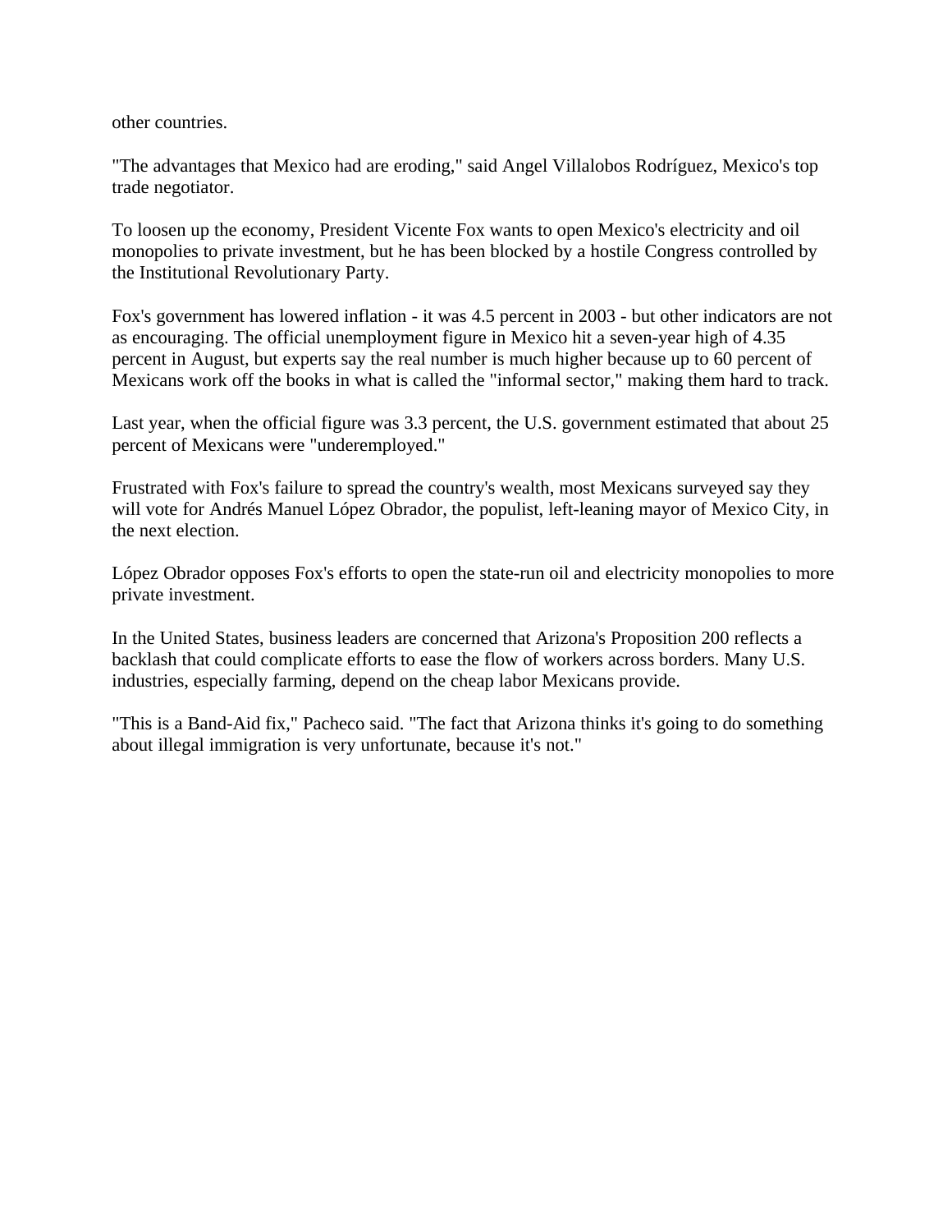other countries.

"The advantages that Mexico had are eroding," said Angel Villalobos Rodríguez, Mexico's top trade negotiator.

To loosen up the economy, President Vicente Fox wants to open Mexico's electricity and oil monopolies to private investment, but he has been blocked by a hostile Congress controlled by the Institutional Revolutionary Party.

Fox's government has lowered inflation - it was 4.5 percent in 2003 - but other indicators are not as encouraging. The official unemployment figure in Mexico hit a seven-year high of 4.35 percent in August, but experts say the real number is much higher because up to 60 percent of Mexicans work off the books in what is called the "informal sector," making them hard to track.

Last year, when the official figure was 3.3 percent, the U.S. government estimated that about 25 percent of Mexicans were "underemployed."

Frustrated with Fox's failure to spread the country's wealth, most Mexicans surveyed say they will vote for Andrés Manuel López Obrador, the populist, left-leaning mayor of Mexico City, in the next election.

López Obrador opposes Fox's efforts to open the state-run oil and electricity monopolies to more private investment.

In the United States, business leaders are concerned that Arizona's Proposition 200 reflects a backlash that could complicate efforts to ease the flow of workers across borders. Many U.S. industries, especially farming, depend on the cheap labor Mexicans provide.

"This is a Band-Aid fix," Pacheco said. "The fact that Arizona thinks it's going to do something about illegal immigration is very unfortunate, because it's not."